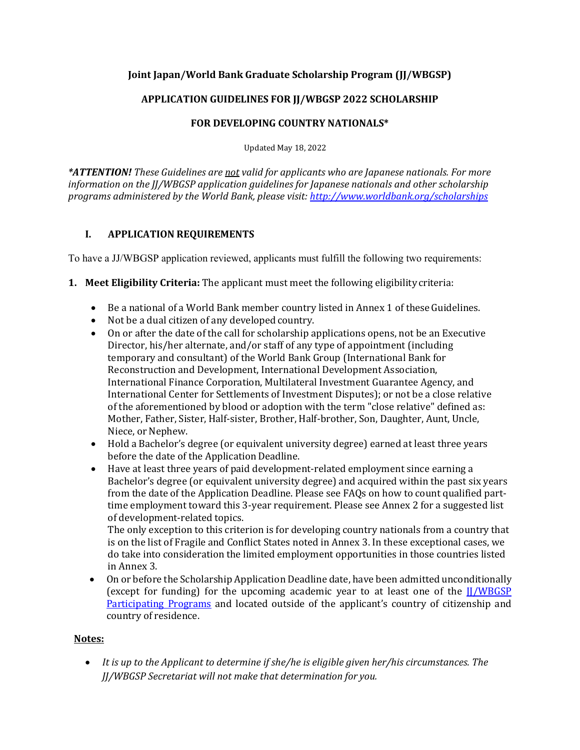# Joint Japan/World Bank Graduate Scholarship Program (JJ/WBGSP)

## APPLICATION GUIDELINES FOR JJ/WBGSP 2022 SCHOLARSHIP

## FOR DEVELOPING COUNTRY NATIONALS*

Updated May 18, 2022

***ATTENTION!** These Guidelines are not valid for applicants who are Japanese nationals. For more information on the JJ/WBGSP application guidelines for Japanese nationals and other scholarship programs administered by the World Bank, please visit: [http://www.worldbank.org/scholarships](http://www.worldbank.org/scholarships)*

### I. APPLICATION REQUIREMENTS

To have a JJ/WBGSP application reviewed, applicants must fulfill the following two requirements:

1. **Meet Eligibility Criteria:** The applicant must meet the following eligibility criteria:
   - Be a national of a World Bank member country listed in Annex 1 of these Guidelines.
   - Not be a dual citizen of any developed country.
   - On or after the date of the call for scholarship applications opens, not be an Executive Director, his/her alternate, and/or staff of any type of appointment (including temporary and consultant) of the World Bank Group (International Bank for Reconstruction and Development, International Development Association, International Finance Corporation, Multilateral Investment Guarantee Agency, and International Center for Settlements of Investment Disputes); or not be a close relative of the aforementioned by blood or adoption with the term "close relative" defined as: Mother, Father, Sister, Half-sister, Brother, Half-brother, Son, Daughter, Aunt, Uncle, Niece, or Nephew.
   - Hold a Bachelor's degree (or equivalent university degree) earned at least three years before the date of the Application Deadline.
   - Have at least three years of paid development-related employment since earning a Bachelor's degree (or equivalent university degree) and acquired within the past six years from the date of the Application Deadline. Please see FAQs on how to count qualified part-time employment toward this 3-year requirement. Please see Annex 2 for a suggested list of development-related topics.
     The only exception to this criterion is for developing country nationals from a country that is on the list of Fragile and Conflict States noted in Annex 3. In these exceptional cases, we do take into consideration the limited employment opportunities in those countries listed in Annex 3.
   - On or before the Scholarship Application Deadline date, have been admitted unconditionally (except for funding) for the upcoming academic year to at least one of the [JJ/WBGSP Participating Programs](#) and located outside of the applicant's country of citizenship and country of residence.

**Notes:**

- *It is up to the Applicant to determine if she/he is eligible given her/his circumstances. The JJ/WBGSP Secretariat will not make that determination for you.*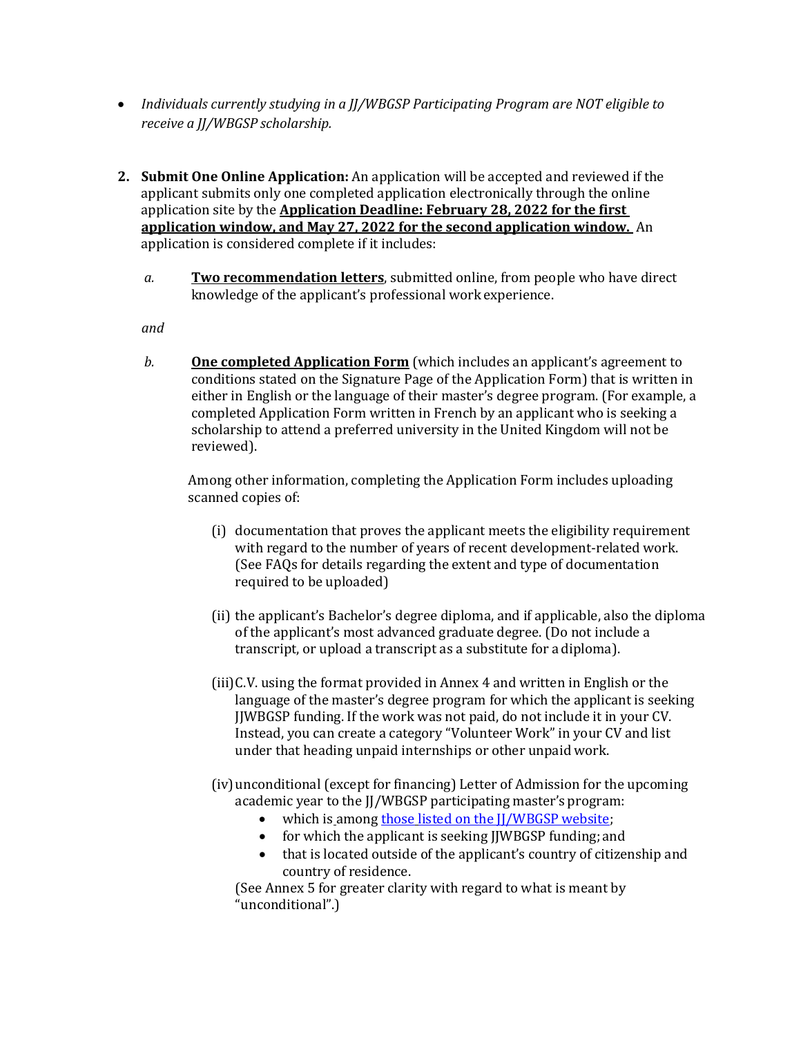- *Individuals currently studying in a JJ/WBGSP Participating Program are NOT eligible to receive a JJ/WBGSP scholarship.*

2. **Submit One Online Application:** An application will be accepted and reviewed if the applicant submits only one completed application electronically through the online application site by the **Application Deadline: February 28, 2022 for the first application window, and May 27, 2022 for the second application window.** An application is considered complete if it includes:

   *a.* **Two recommendation letters**, submitted online, from people who have direct knowledge of the applicant's professional work experience.

   *and*

   *b.* **One completed Application Form** (which includes an applicant's agreement to conditions stated on the Signature Page of the Application Form) that is written in either in English or the language of their master's degree program. (For example, a completed Application Form written in French by an applicant who is seeking a scholarship to attend a preferred university in the United Kingdom will not be reviewed).

   Among other information, completing the Application Form includes uploading scanned copies of:

   (i) documentation that proves the applicant meets the eligibility requirement with regard to the number of years of recent development-related work. (See FAQs for details regarding the extent and type of documentation required to be uploaded)

   (ii) the applicant's Bachelor's degree diploma, and if applicable, also the diploma of the applicant's most advanced graduate degree. (Do not include a transcript, or upload a transcript as a substitute for a diploma).

   (iii) C.V. using the format provided in Annex 4 and written in English or the language of the master's degree program for which the applicant is seeking JJWBGSP funding. If the work was not paid, do not include it in your CV. Instead, you can create a category "Volunteer Work" in your CV and list under that heading unpaid internships or other unpaid work.

   (iv) unconditional (except for financing) Letter of Admission for the upcoming academic year to the JJ/WBGSP participating master's program:
   - which is among those listed on the JJ/WBGSP website;
   - for which the applicant is seeking JJWBGSP funding; and
   - that is located outside of the applicant's country of citizenship and country of residence.

   (See Annex 5 for greater clarity with regard to what is meant by "unconditional".)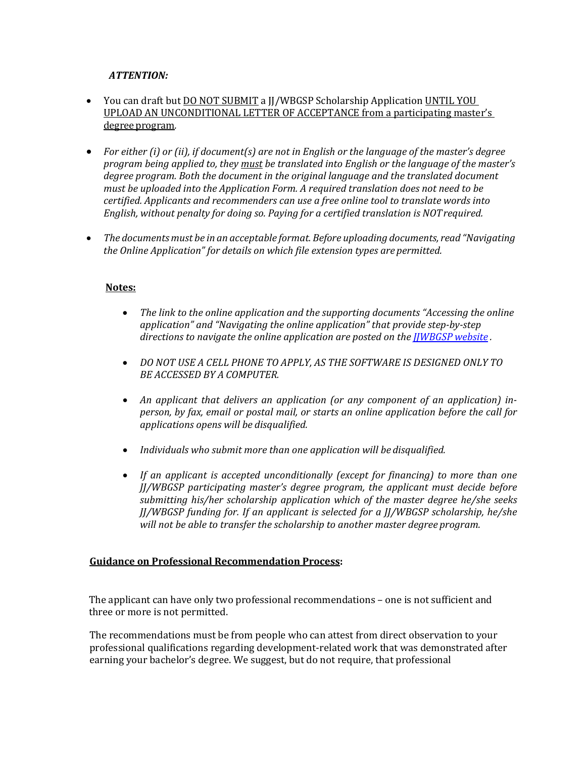***ATTENTION:***

- You can draft but DO NOT SUBMIT a JJ/WBGSP Scholarship Application UNTIL YOU UPLOAD AN UNCONDITIONAL LETTER OF ACCEPTANCE from a participating master's degree program.

- *For either (i) or (ii), if document(s) are not in English or the language of the master's degree program being applied to, they must be translated into English or the language of the master's degree program. Both the document in the original language and the translated document must be uploaded into the Application Form. A required translation does not need to be certified. Applicants and recommenders can use a free online tool to translate words into English, without penalty for doing so. Paying for a certified translation is NOT required.*

- *The documents must be in an acceptable format. Before uploading documents, read "Navigating the Online Application" for details on which file extension types are permitted.*

**Notes:**

- *The link to the online application and the supporting documents "Accessing the online application" and "Navigating the online application" that provide step-by-step directions to navigate the online application are posted on the [JJWBGSP website](JJWBGSP website) .*

- *DO NOT USE A CELL PHONE TO APPLY, AS THE SOFTWARE IS DESIGNED ONLY TO BE ACCESSED BY A COMPUTER.*

- *An applicant that delivers an application (or any component of an application) in-person, by fax, email or postal mail, or starts an online application before the call for applications opens will be disqualified.*

- *Individuals who submit more than one application will be disqualified.*

- *If an applicant is accepted unconditionally (except for financing) to more than one JJ/WBGSP participating master's degree program, the applicant must decide before submitting his/her scholarship application which of the master degree he/she seeks JJ/WBGSP funding for. If an applicant is selected for a JJ/WBGSP scholarship, he/she will not be able to transfer the scholarship to another master degree program.*

**Guidance on Professional Recommendation Process:**

The applicant can have only two professional recommendations – one is not sufficient and three or more is not permitted.

The recommendations must be from people who can attest from direct observation to your professional qualifications regarding development-related work that was demonstrated after earning your bachelor's degree. We suggest, but do not require, that professional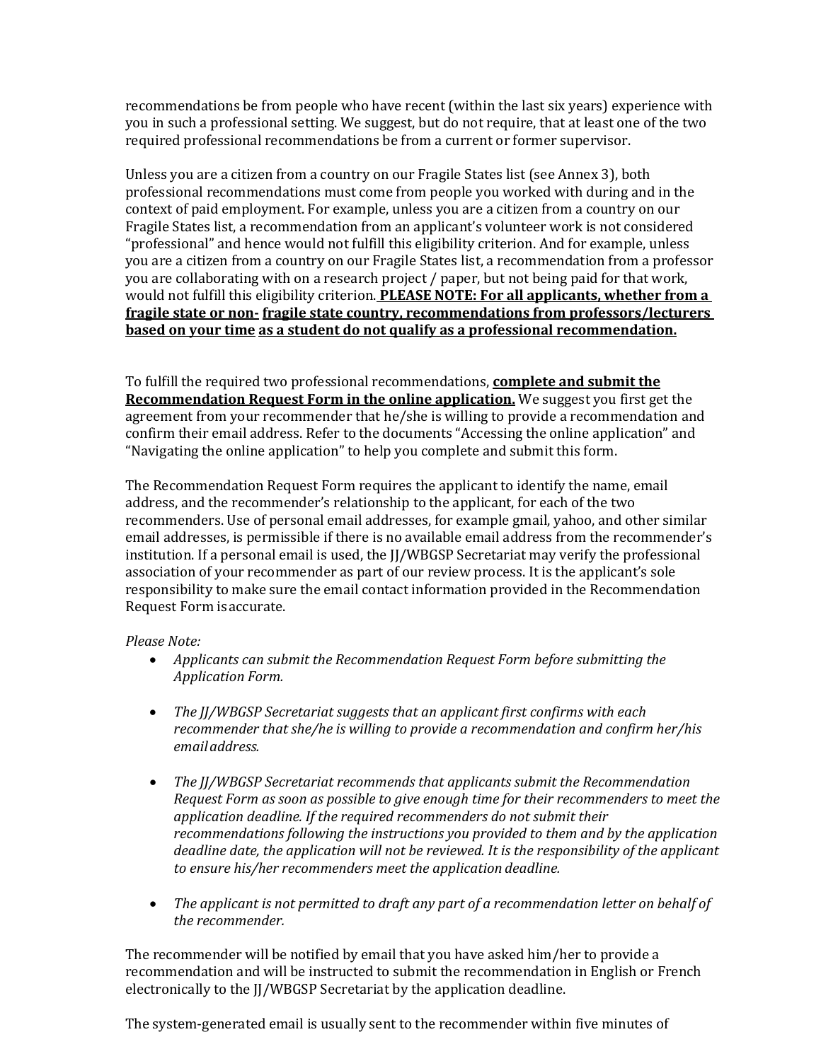recommendations be from people who have recent (within the last six years) experience with you in such a professional setting. We suggest, but do not require, that at least one of the two required professional recommendations be from a current or former supervisor.

Unless you are a citizen from a country on our Fragile States list (see Annex 3), both professional recommendations must come from people you worked with during and in the context of paid employment. For example, unless you are a citizen from a country on our Fragile States list, a recommendation from an applicant's volunteer work is not considered "professional" and hence would not fulfill this eligibility criterion. And for example, unless you are a citizen from a country on our Fragile States list, a recommendation from a professor you are collaborating with on a research project / paper, but not being paid for that work, would not fulfill this eligibility criterion. **PLEASE NOTE: For all applicants, whether from a fragile state or non- fragile state country, recommendations from professors/lecturers based on your time as a student do not qualify as a professional recommendation.**

To fulfill the required two professional recommendations, **complete and submit the Recommendation Request Form in the online application.** We suggest you first get the agreement from your recommender that he/she is willing to provide a recommendation and confirm their email address. Refer to the documents "Accessing the online application" and "Navigating the online application" to help you complete and submit this form.

The Recommendation Request Form requires the applicant to identify the name, email address, and the recommender's relationship to the applicant, for each of the two recommenders. Use of personal email addresses, for example gmail, yahoo, and other similar email addresses, is permissible if there is no available email address from the recommender's institution. If a personal email is used, the JJ/WBGSP Secretariat may verify the professional association of your recommender as part of our review process. It is the applicant's sole responsibility to make sure the email contact information provided in the Recommendation Request Form is accurate.

*Please Note:*

- *Applicants can submit the Recommendation Request Form before submitting the Application Form.*
- *The JJ/WBGSP Secretariat suggests that an applicant first confirms with each recommender that she/he is willing to provide a recommendation and confirm her/his email address.*
- *The JJ/WBGSP Secretariat recommends that applicants submit the Recommendation Request Form as soon as possible to give enough time for their recommenders to meet the application deadline. If the required recommenders do not submit their recommendations following the instructions you provided to them and by the application deadline date, the application will not be reviewed. It is the responsibility of the applicant to ensure his/her recommenders meet the application deadline.*
- *The applicant is not permitted to draft any part of a recommendation letter on behalf of the recommender.*

The recommender will be notified by email that you have asked him/her to provide a recommendation and will be instructed to submit the recommendation in English or French electronically to the JJ/WBGSP Secretariat by the application deadline.

The system-generated email is usually sent to the recommender within five minutes of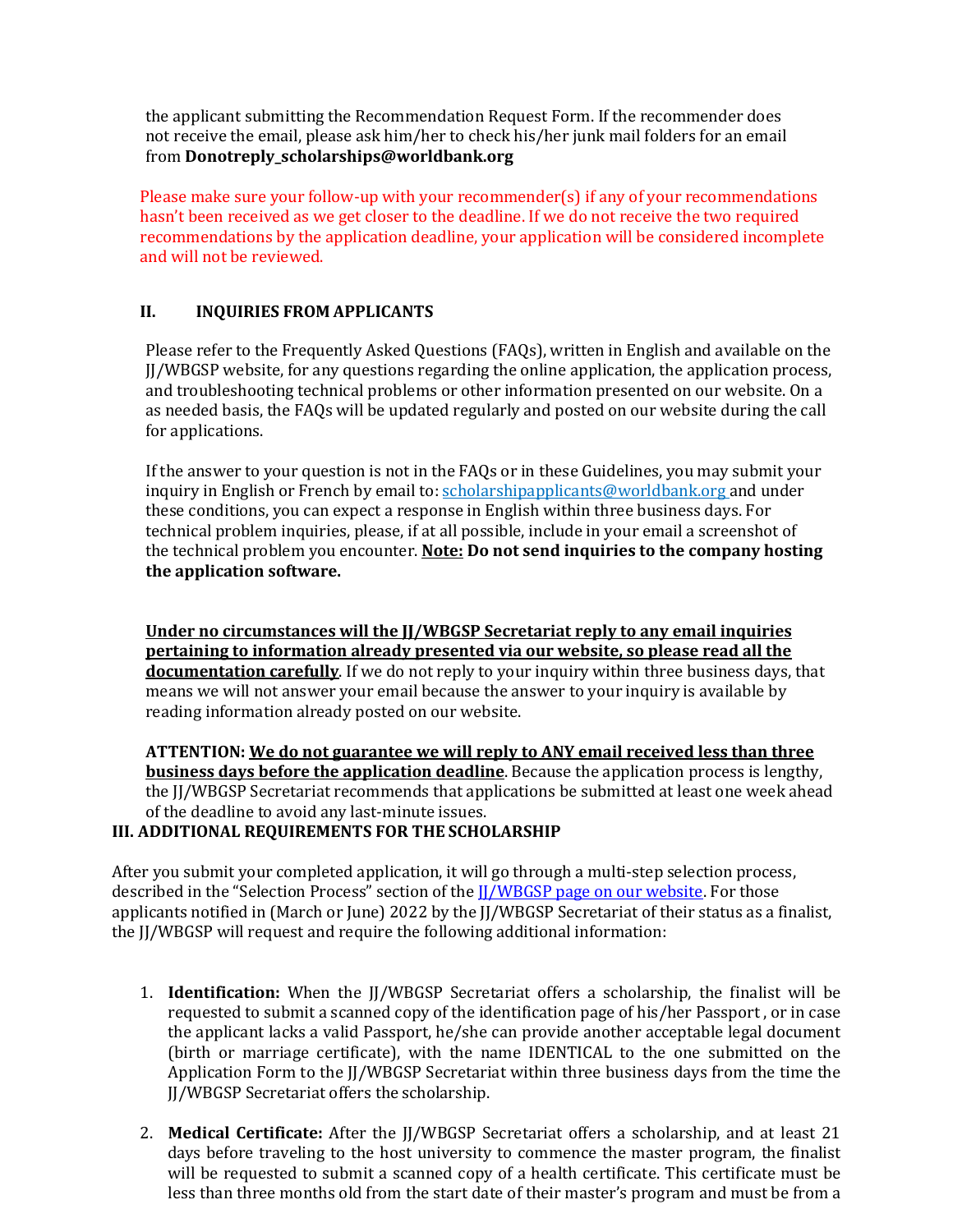the applicant submitting the Recommendation Request Form. If the recommender does not receive the email, please ask him/her to check his/her junk mail folders for an email from **Donotreply_scholarships@worldbank.org**

Please make sure your follow-up with your recommender(s) if any of your recommendations hasn't been received as we get closer to the deadline. If we do not receive the two required recommendations by the application deadline, your application will be considered incomplete and will not be reviewed.

## II. INQUIRIES FROM APPLICANTS

Please refer to the Frequently Asked Questions (FAQs), written in English and available on the JJ/WBGSP website, for any questions regarding the online application, the application process, and troubleshooting technical problems or other information presented on our website. On a as needed basis, the FAQs will be updated regularly and posted on our website during the call for applications.

If the answer to your question is not in the FAQs or in these Guidelines, you may submit your inquiry in English or French by email to: [scholarshipapplicants@worldbank.org](mailto:scholarshipapplicants@worldbank.org) and under these conditions, you can expect a response in English within three business days. For technical problem inquiries, please, if at all possible, include in your email a screenshot of the technical problem you encounter. **Note: Do not send inquiries to the company hosting the application software.**

**Under no circumstances will the JJ/WBGSP Secretariat reply to any email inquiries pertaining to information already presented via our website, so please read all the documentation carefully**. If we do not reply to your inquiry within three business days, that means we will not answer your email because the answer to your inquiry is available by reading information already posted on our website.

**ATTENTION: We do not guarantee we will reply to ANY email received less than three business days before the application deadline**. Because the application process is lengthy, the JJ/WBGSP Secretariat recommends that applications be submitted at least one week ahead of the deadline to avoid any last-minute issues.

## III. ADDITIONAL REQUIREMENTS FOR THE SCHOLARSHIP

After you submit your completed application, it will go through a multi-step selection process, described in the "Selection Process" section of the JJ/WBGSP page on our website. For those applicants notified in (March or June) 2022 by the JJ/WBGSP Secretariat of their status as a finalist, the JJ/WBGSP will request and require the following additional information:

1. **Identification:** When the JJ/WBGSP Secretariat offers a scholarship, the finalist will be requested to submit a scanned copy of the identification page of his/her Passport , or in case the applicant lacks a valid Passport, he/she can provide another acceptable legal document (birth or marriage certificate), with the name IDENTICAL to the one submitted on the Application Form to the JJ/WBGSP Secretariat within three business days from the time the JJ/WBGSP Secretariat offers the scholarship.

2. **Medical Certificate:** After the JJ/WBGSP Secretariat offers a scholarship, and at least 21 days before traveling to the host university to commence the master program, the finalist will be requested to submit a scanned copy of a health certificate. This certificate must be less than three months old from the start date of their master's program and must be from a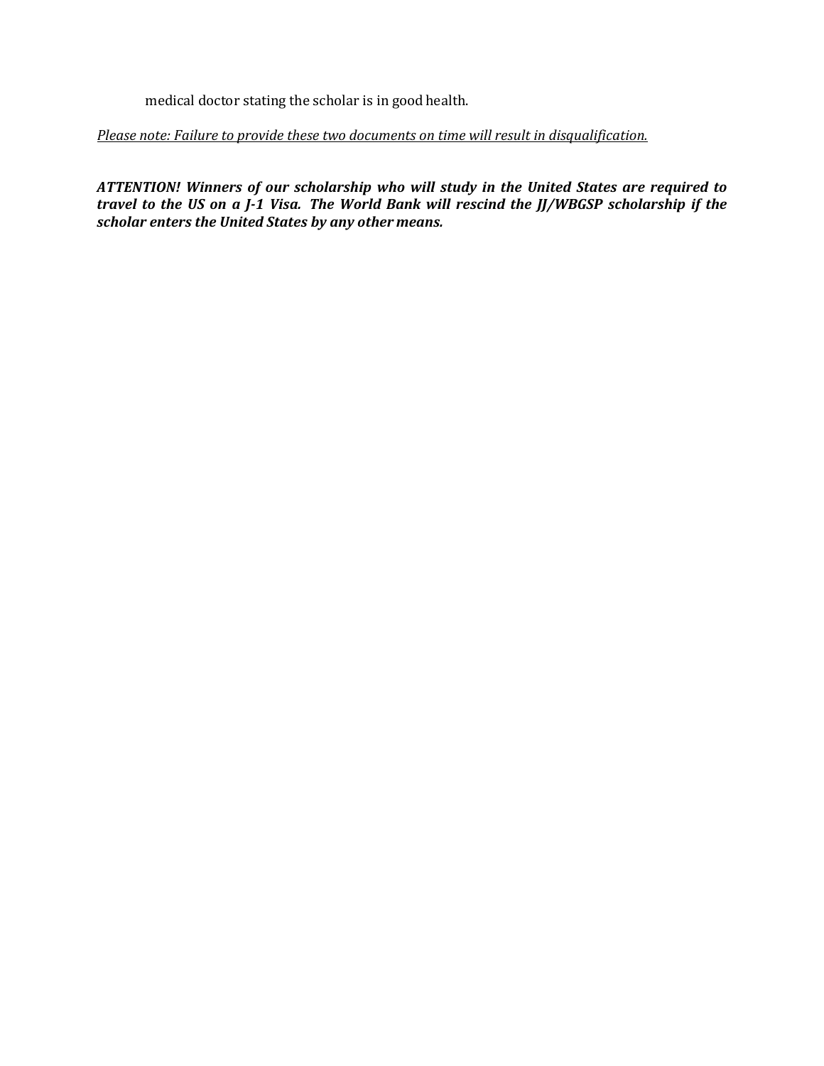medical doctor stating the scholar is in good health.

*<u>Please note: Failure to provide these two documents on time will result in disqualification.</u>*

***ATTENTION! Winners of our scholarship who will study in the United States are required to travel to the US on a J-1 Visa. The World Bank will rescind the JJ/WBGSP scholarship if the scholar enters the United States by any other means.***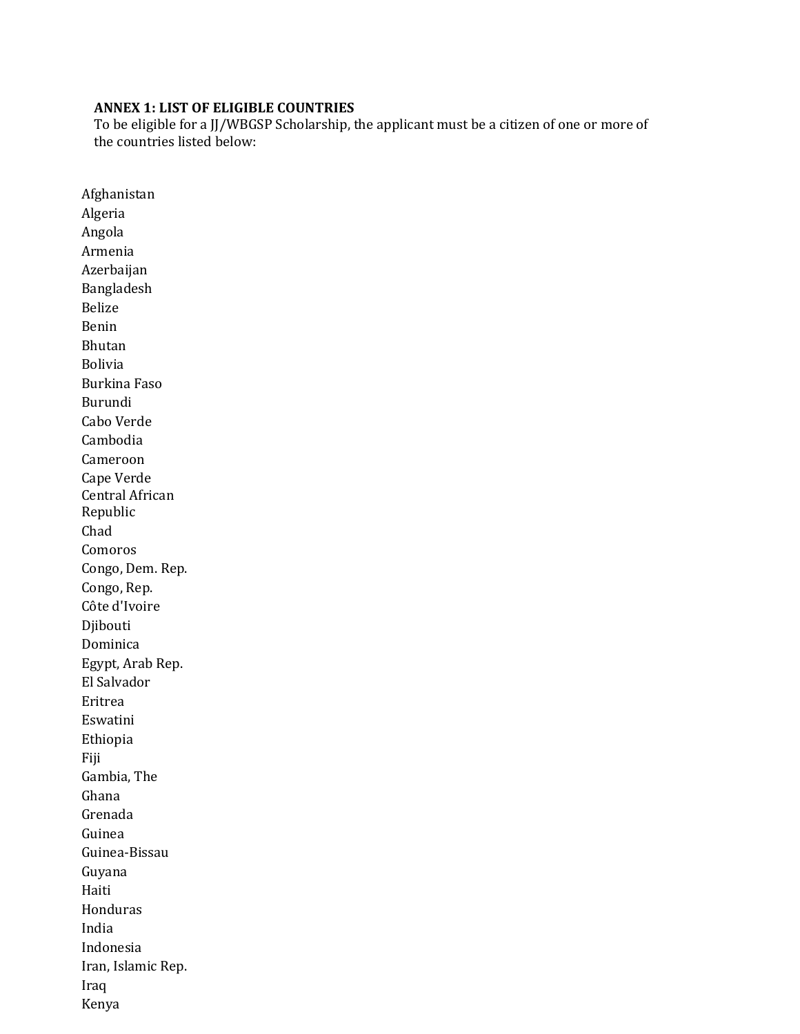**ANNEX 1: LIST OF ELIGIBLE COUNTRIES**

To be eligible for a JJ/WBGSP Scholarship, the applicant must be a citizen of one or more of the countries listed below:

Afghanistan
Algeria
Angola
Armenia
Azerbaijan
Bangladesh
Belize
Benin
Bhutan
Bolivia
Burkina Faso
Burundi
Cabo Verde
Cambodia
Cameroon
Cape Verde
Central African Republic
Chad
Comoros
Congo, Dem. Rep.
Congo, Rep.
Côte d'Ivoire
Djibouti
Dominica
Egypt, Arab Rep.
El Salvador
Eritrea
Eswatini
Ethiopia
Fiji
Gambia, The
Ghana
Grenada
Guinea
Guinea-Bissau
Guyana
Haiti
Honduras
India
Indonesia
Iran, Islamic Rep.
Iraq
Kenya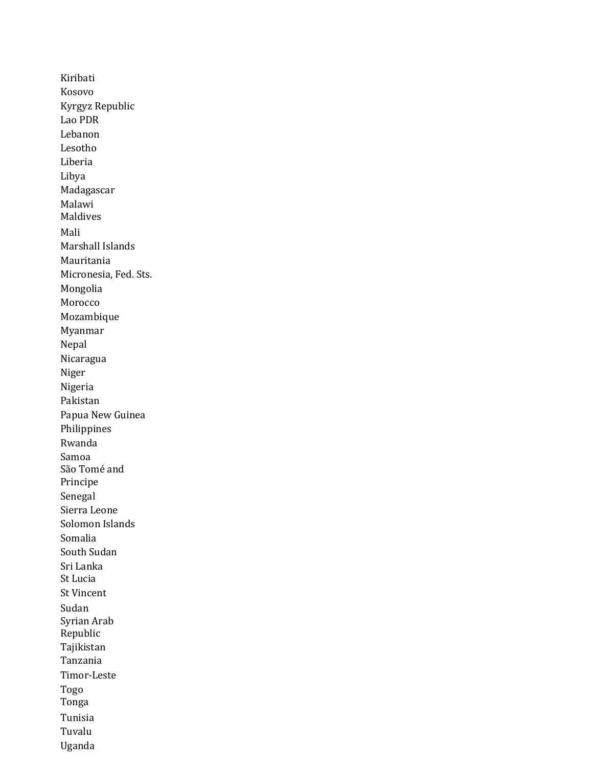Kiribati
Kosovo
Kyrgyz Republic
Lao PDR
Lebanon
Lesotho
Liberia
Libya
Madagascar
Malawi
Maldives
Mali
Marshall Islands
Mauritania
Micronesia, Fed. Sts.
Mongolia
Morocco
Mozambique
Myanmar
Nepal
Nicaragua
Niger
Nigeria
Pakistan
Papua New Guinea
Philippines
Rwanda
Samoa
São Tomé and Principe
Senegal
Sierra Leone
Solomon Islands
Somalia
South Sudan
Sri Lanka
St Lucia
St Vincent
Sudan
Syrian Arab Republic
Tajikistan
Tanzania
Timor-Leste
Togo
Tonga
Tunisia
Tuvalu
Uganda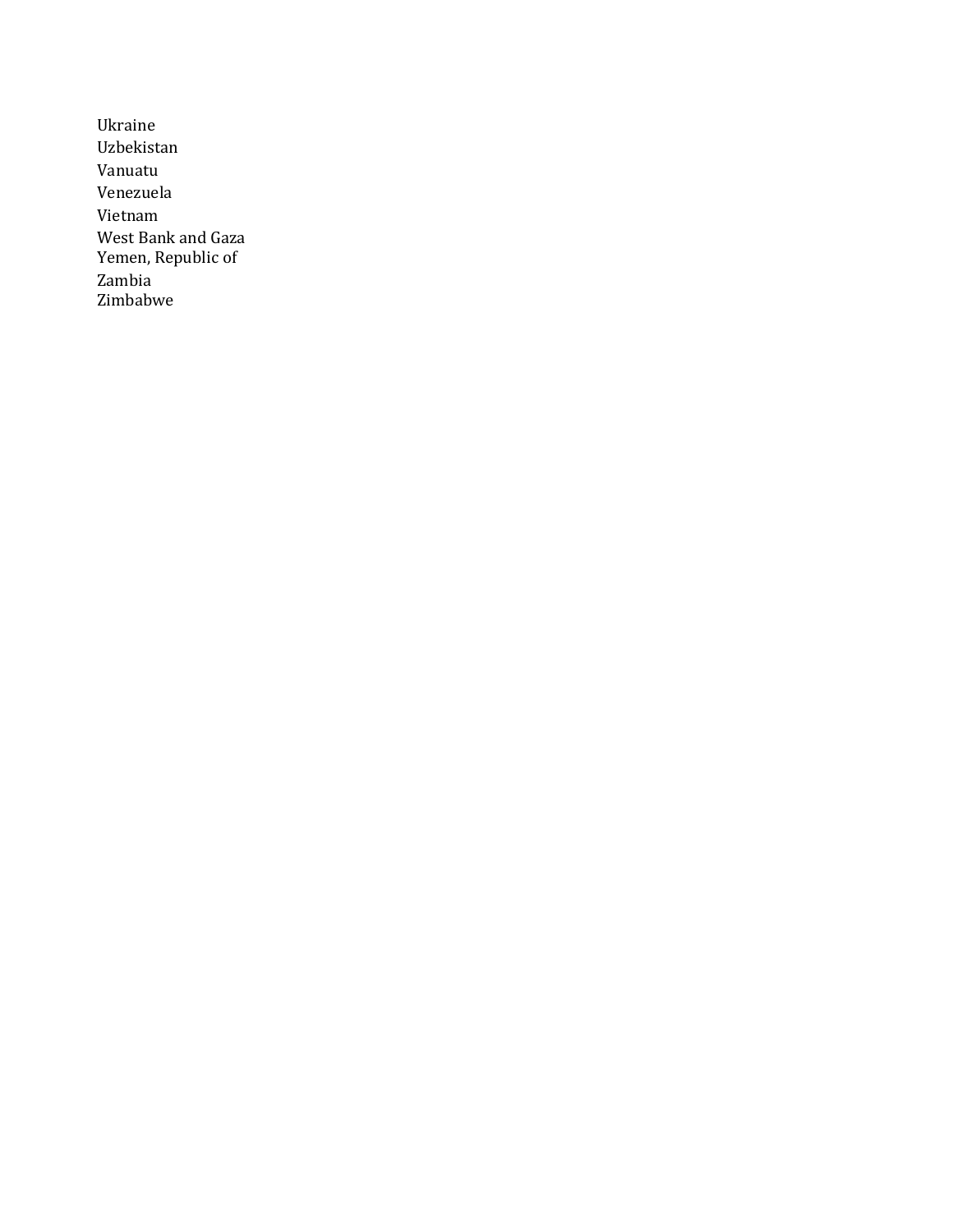Ukraine
Uzbekistan
Vanuatu
Venezuela
Vietnam
West Bank and Gaza
Yemen, Republic of
Zambia
Zimbabwe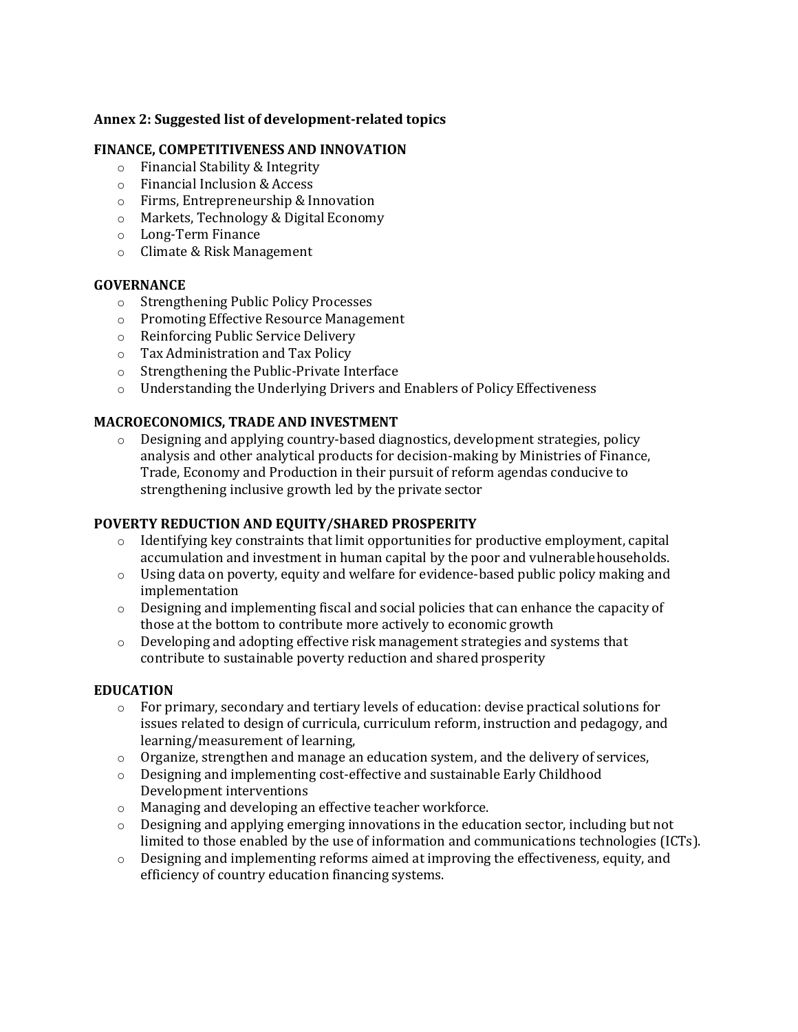## Annex 2: Suggested list of development-related topics

### FINANCE, COMPETITIVENESS AND INNOVATION

- Financial Stability & Integrity
- Financial Inclusion & Access
- Firms, Entrepreneurship & Innovation
- Markets, Technology & Digital Economy
- Long-Term Finance
- Climate & Risk Management

### GOVERNANCE

- Strengthening Public Policy Processes
- Promoting Effective Resource Management
- Reinforcing Public Service Delivery
- Tax Administration and Tax Policy
- Strengthening the Public-Private Interface
- Understanding the Underlying Drivers and Enablers of Policy Effectiveness

### MACROECONOMICS, TRADE AND INVESTMENT

- Designing and applying country-based diagnostics, development strategies, policy analysis and other analytical products for decision-making by Ministries of Finance, Trade, Economy and Production in their pursuit of reform agendas conducive to strengthening inclusive growth led by the private sector

### POVERTY REDUCTION AND EQUITY/SHARED PROSPERITY

- Identifying key constraints that limit opportunities for productive employment, capital accumulation and investment in human capital by the poor and vulnerable households.
- Using data on poverty, equity and welfare for evidence-based public policy making and implementation
- Designing and implementing fiscal and social policies that can enhance the capacity of those at the bottom to contribute more actively to economic growth
- Developing and adopting effective risk management strategies and systems that contribute to sustainable poverty reduction and shared prosperity

### EDUCATION

- For primary, secondary and tertiary levels of education: devise practical solutions for issues related to design of curricula, curriculum reform, instruction and pedagogy, and learning/measurement of learning,
- Organize, strengthen and manage an education system, and the delivery of services,
- Designing and implementing cost-effective and sustainable Early Childhood Development interventions
- Managing and developing an effective teacher workforce.
- Designing and applying emerging innovations in the education sector, including but not limited to those enabled by the use of information and communications technologies (ICTs).
- Designing and implementing reforms aimed at improving the effectiveness, equity, and efficiency of country education financing systems.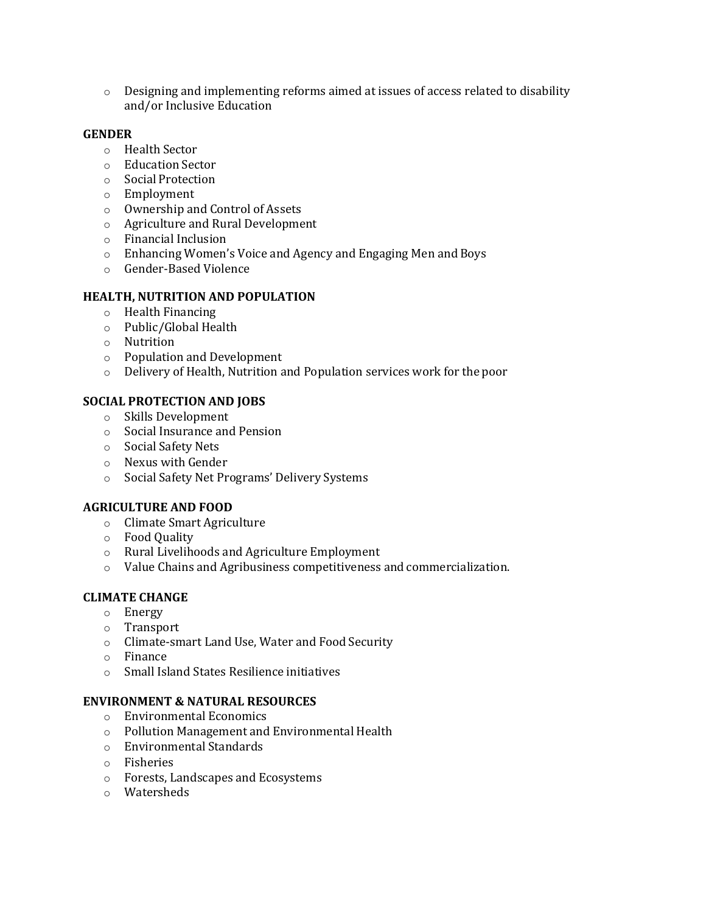- Designing and implementing reforms aimed at issues of access related to disability and/or Inclusive Education

**GENDER**

- Health Sector
- Education Sector
- Social Protection
- Employment
- Ownership and Control of Assets
- Agriculture and Rural Development
- Financial Inclusion
- Enhancing Women's Voice and Agency and Engaging Men and Boys
- Gender-Based Violence

**HEALTH, NUTRITION AND POPULATION**

- Health Financing
- Public/Global Health
- Nutrition
- Population and Development
- Delivery of Health, Nutrition and Population services work for the poor

**SOCIAL PROTECTION AND JOBS**

- Skills Development
- Social Insurance and Pension
- Social Safety Nets
- Nexus with Gender
- Social Safety Net Programs' Delivery Systems

**AGRICULTURE AND FOOD**

- Climate Smart Agriculture
- Food Quality
- Rural Livelihoods and Agriculture Employment
- Value Chains and Agribusiness competitiveness and commercialization.

**CLIMATE CHANGE**

- Energy
- Transport
- Climate-smart Land Use, Water and Food Security
- Finance
- Small Island States Resilience initiatives

**ENVIRONMENT & NATURAL RESOURCES**

- Environmental Economics
- Pollution Management and Environmental Health
- Environmental Standards
- Fisheries
- Forests, Landscapes and Ecosystems
- Watersheds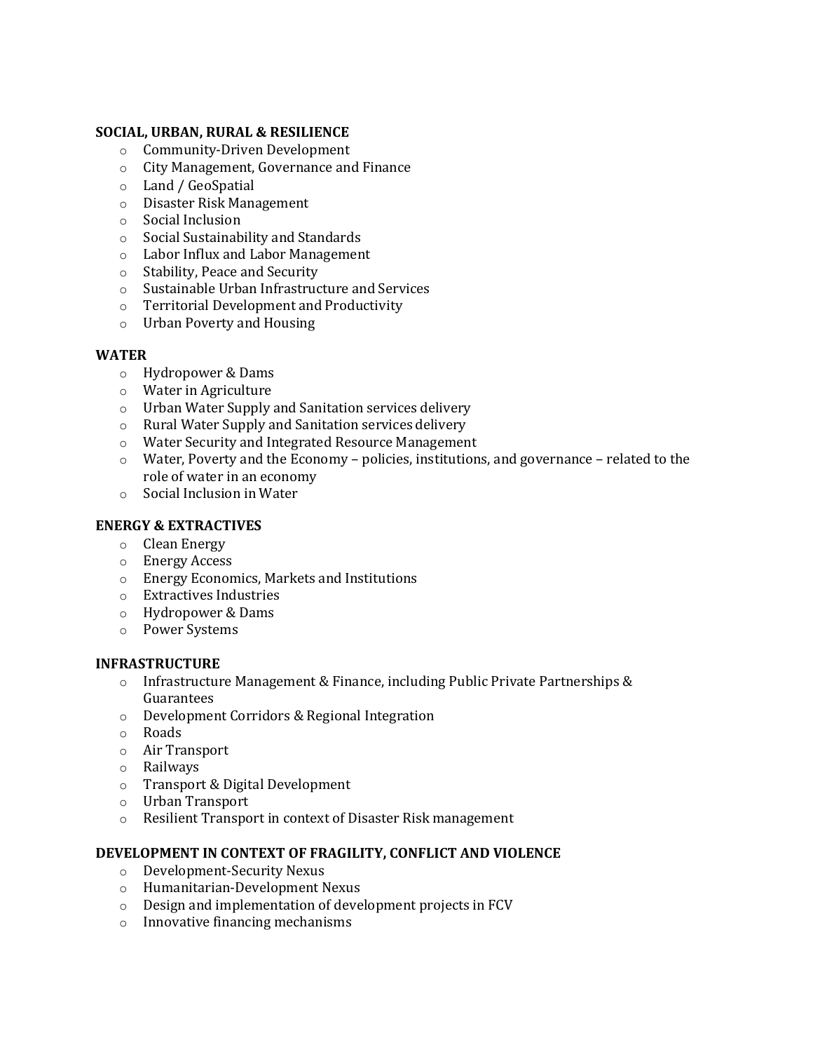**SOCIAL, URBAN, RURAL & RESILIENCE**

- Community-Driven Development
- City Management, Governance and Finance
- Land / GeoSpatial
- Disaster Risk Management
- Social Inclusion
- Social Sustainability and Standards
- Labor Influx and Labor Management
- Stability, Peace and Security
- Sustainable Urban Infrastructure and Services
- Territorial Development and Productivity
- Urban Poverty and Housing

**WATER**

- Hydropower & Dams
- Water in Agriculture
- Urban Water Supply and Sanitation services delivery
- Rural Water Supply and Sanitation services delivery
- Water Security and Integrated Resource Management
- Water, Poverty and the Economy – policies, institutions, and governance – related to the role of water in an economy
- Social Inclusion in Water

**ENERGY & EXTRACTIVES**

- Clean Energy
- Energy Access
- Energy Economics, Markets and Institutions
- Extractives Industries
- Hydropower & Dams
- Power Systems

**INFRASTRUCTURE**

- Infrastructure Management & Finance, including Public Private Partnerships & Guarantees
- Development Corridors & Regional Integration
- Roads
- Air Transport
- Railways
- Transport & Digital Development
- Urban Transport
- Resilient Transport in context of Disaster Risk management

**DEVELOPMENT IN CONTEXT OF FRAGILITY, CONFLICT AND VIOLENCE**

- Development-Security Nexus
- Humanitarian-Development Nexus
- Design and implementation of development projects in FCV
- Innovative financing mechanisms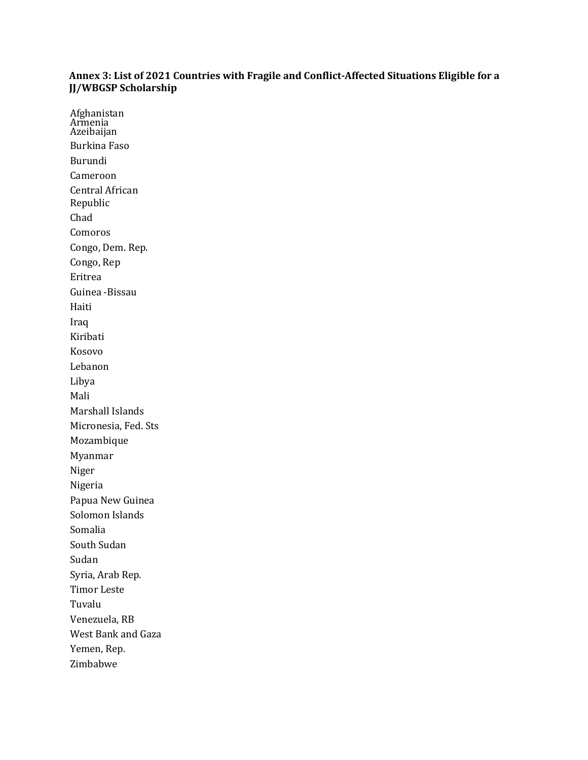**Annex 3: List of 2021 Countries with Fragile and Conflict-Affected Situations Eligible for a JJ/WBGSP Scholarship**

Afghanistan  
Armenia  
Azeibaijan  
Burkina Faso  
Burundi  
Cameroon  
Central African Republic  
Chad  
Comoros  
Congo, Dem. Rep.  
Congo, Rep  
Eritrea  
Guinea -Bissau  
Haiti  
Iraq  
Kiribati  
Kosovo  
Lebanon  
Libya  
Mali  
Marshall Islands  
Micronesia, Fed. Sts  
Mozambique  
Myanmar  
Niger  
Nigeria  
Papua New Guinea  
Solomon Islands  
Somalia  
South Sudan  
Sudan  
Syria, Arab Rep.  
Timor Leste  
Tuvalu  
Venezuela, RB  
West Bank and Gaza  
Yemen, Rep.  
Zimbabwe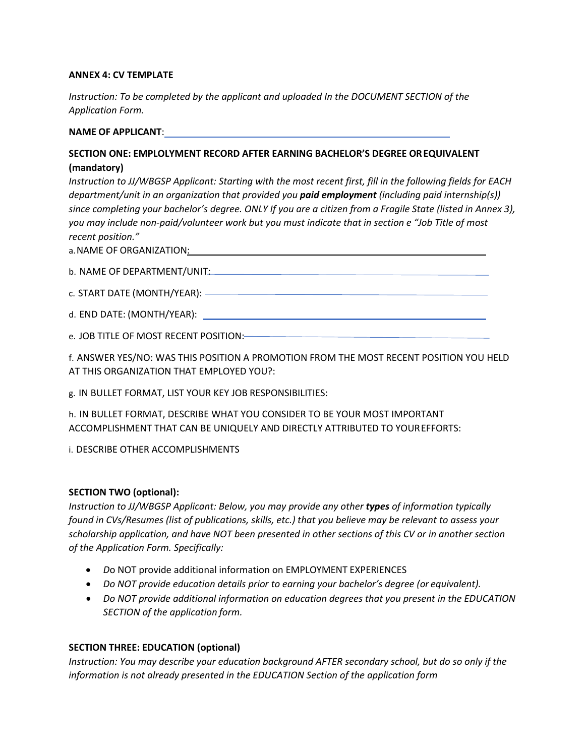**ANNEX 4: CV TEMPLATE**

*Instruction: To be completed by the applicant and uploaded In the DOCUMENT SECTION of the Application Form.*

**NAME OF APPLICANT**: ______________________________

**SECTION ONE: EMPLOYMENT RECORD AFTER EARNING BACHELOR'S DEGREE OR EQUIVALENT (mandatory)**

*Instruction to JJ/WBGSP Applicant: Starting with the most recent first, fill in the following fields for EACH department/unit in an organization that provided you* ***paid employment*** *(including paid internship(s)) since completing your bachelor's degree. ONLY If you are a citizen from a Fragile State (listed in Annex 3), you may include non-paid/volunteer work but you must indicate that in section e "Job Title of most recent position."*

a. NAME OF ORGANIZATION: ______________________________

b. NAME OF DEPARTMENT/UNIT: ______________________________

c. START DATE (MONTH/YEAR): ______________________________

d. END DATE: (MONTH/YEAR): ______________________________

e. JOB TITLE OF MOST RECENT POSITION: ______________________________

f. ANSWER YES/NO: WAS THIS POSITION A PROMOTION FROM THE MOST RECENT POSITION YOU HELD AT THIS ORGANIZATION THAT EMPLOYED YOU?:

g. IN BULLET FORMAT, LIST YOUR KEY JOB RESPONSIBILITIES:

h. IN BULLET FORMAT, DESCRIBE WHAT YOU CONSIDER TO BE YOUR MOST IMPORTANT ACCOMPLISHMENT THAT CAN BE UNIQUELY AND DIRECTLY ATTRIBUTED TO YOUR EFFORTS:

i. DESCRIBE OTHER ACCOMPLISHMENTS

**SECTION TWO (optional):**

*Instruction to JJ/WBGSP Applicant: Below, you may provide any other* ***types*** *of information typically found in CVs/Resumes (list of publications, skills, etc.) that you believe may be relevant to assess your scholarship application, and have NOT been presented in other sections of this CV or in another section of the Application Form. Specifically:*

- *Do* NOT provide additional information on EMPLOYMENT EXPERIENCES
- *Do NOT provide education details prior to earning your bachelor's degree (or equivalent).*
- *Do NOT provide additional information on education degrees that you present in the EDUCATION SECTION of the application form.*

**SECTION THREE: EDUCATION (optional)**

*Instruction: You may describe your education background AFTER secondary school, but do so only if the information is not already presented in the EDUCATION Section of the application form*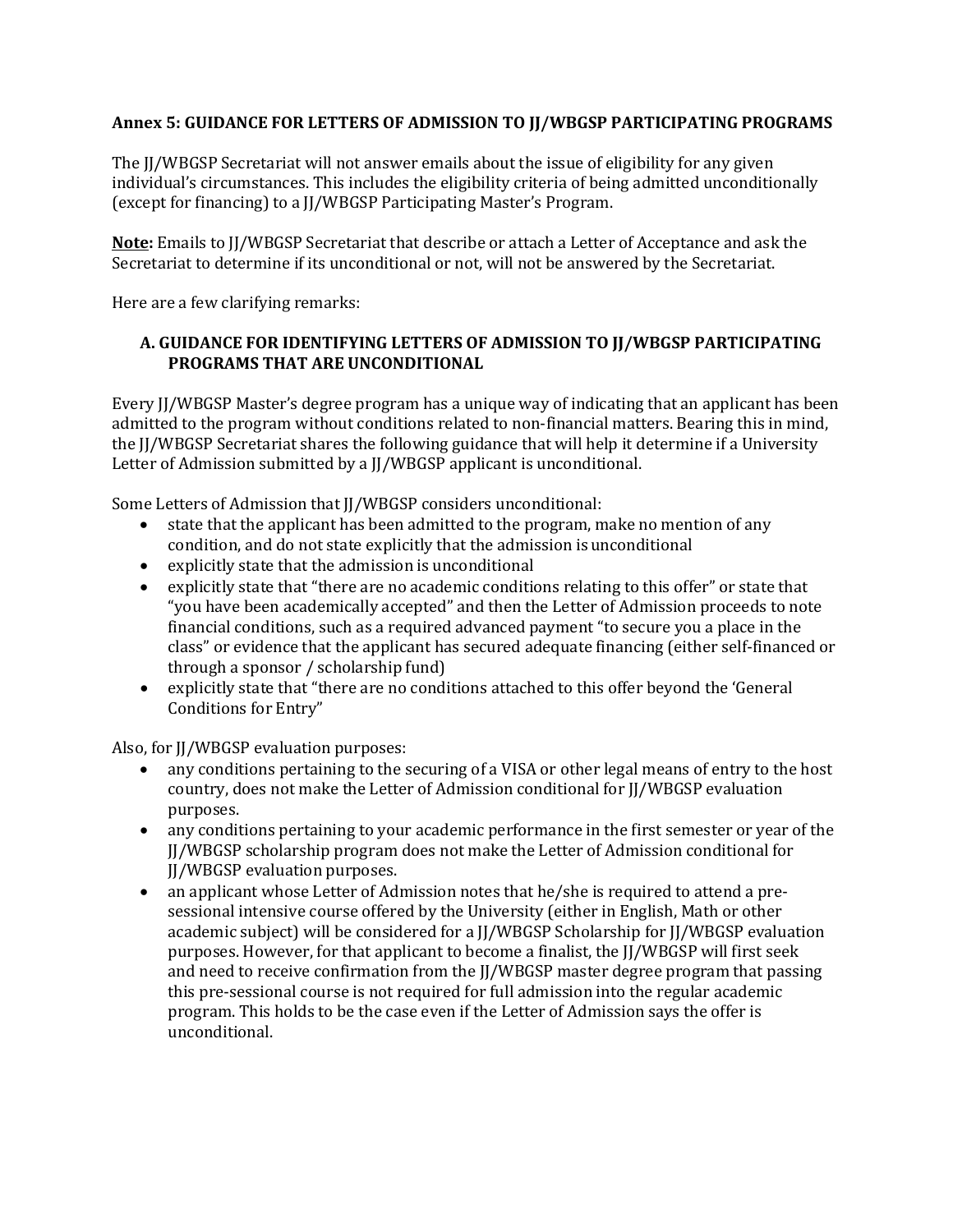**Annex 5: GUIDANCE FOR LETTERS OF ADMISSION TO JJ/WBGSP PARTICIPATING PROGRAMS**

The JJ/WBGSP Secretariat will not answer emails about the issue of eligibility for any given individual's circumstances. This includes the eligibility criteria of being admitted unconditionally (except for financing) to a JJ/WBGSP Participating Master's Program.

**Note:** Emails to JJ/WBGSP Secretariat that describe or attach a Letter of Acceptance and ask the Secretariat to determine if its unconditional or not, will not be answered by the Secretariat.

Here are a few clarifying remarks:

**A. GUIDANCE FOR IDENTIFYING LETTERS OF ADMISSION TO JJ/WBGSP PARTICIPATING PROGRAMS THAT ARE UNCONDITIONAL**

Every JJ/WBGSP Master's degree program has a unique way of indicating that an applicant has been admitted to the program without conditions related to non-financial matters. Bearing this in mind, the JJ/WBGSP Secretariat shares the following guidance that will help it determine if a University Letter of Admission submitted by a JJ/WBGSP applicant is unconditional.

Some Letters of Admission that JJ/WBGSP considers unconditional:

- state that the applicant has been admitted to the program, make no mention of any condition, and do not state explicitly that the admission is unconditional
- explicitly state that the admission is unconditional
- explicitly state that "there are no academic conditions relating to this offer" or state that "you have been academically accepted" and then the Letter of Admission proceeds to note financial conditions, such as a required advanced payment "to secure you a place in the class" or evidence that the applicant has secured adequate financing (either self-financed or through a sponsor / scholarship fund)
- explicitly state that "there are no conditions attached to this offer beyond the 'General Conditions for Entry"

Also, for JJ/WBGSP evaluation purposes:

- any conditions pertaining to the securing of a VISA or other legal means of entry to the host country, does not make the Letter of Admission conditional for JJ/WBGSP evaluation purposes.
- any conditions pertaining to your academic performance in the first semester or year of the JJ/WBGSP scholarship program does not make the Letter of Admission conditional for JJ/WBGSP evaluation purposes.
- an applicant whose Letter of Admission notes that he/she is required to attend a pre-sessional intensive course offered by the University (either in English, Math or other academic subject) will be considered for a JJ/WBGSP Scholarship for JJ/WBGSP evaluation purposes. However, for that applicant to become a finalist, the JJ/WBGSP will first seek and need to receive confirmation from the JJ/WBGSP master degree program that passing this pre-sessional course is not required for full admission into the regular academic program. This holds to be the case even if the Letter of Admission says the offer is unconditional.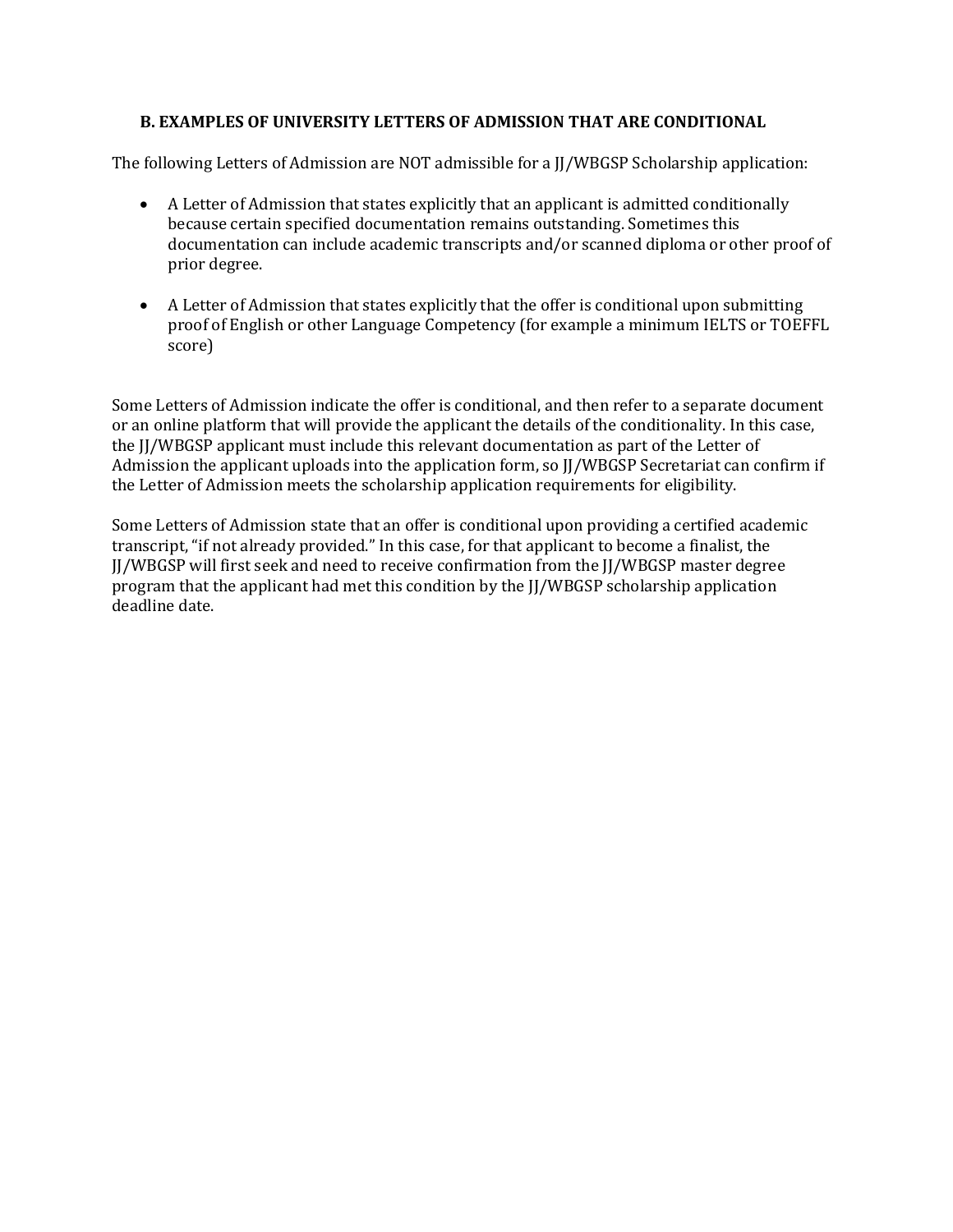### B. EXAMPLES OF UNIVERSITY LETTERS OF ADMISSION THAT ARE CONDITIONAL

The following Letters of Admission are NOT admissible for a JJ/WBGSP Scholarship application:

- A Letter of Admission that states explicitly that an applicant is admitted conditionally because certain specified documentation remains outstanding. Sometimes this documentation can include academic transcripts and/or scanned diploma or other proof of prior degree.

- A Letter of Admission that states explicitly that the offer is conditional upon submitting proof of English or other Language Competency (for example a minimum IELTS or TOEFFL score)

Some Letters of Admission indicate the offer is conditional, and then refer to a separate document or an online platform that will provide the applicant the details of the conditionality. In this case, the JJ/WBGSP applicant must include this relevant documentation as part of the Letter of Admission the applicant uploads into the application form, so JJ/WBGSP Secretariat can confirm if the Letter of Admission meets the scholarship application requirements for eligibility.

Some Letters of Admission state that an offer is conditional upon providing a certified academic transcript, "if not already provided." In this case, for that applicant to become a finalist, the JJ/WBGSP will first seek and need to receive confirmation from the JJ/WBGSP master degree program that the applicant had met this condition by the JJ/WBGSP scholarship application deadline date.